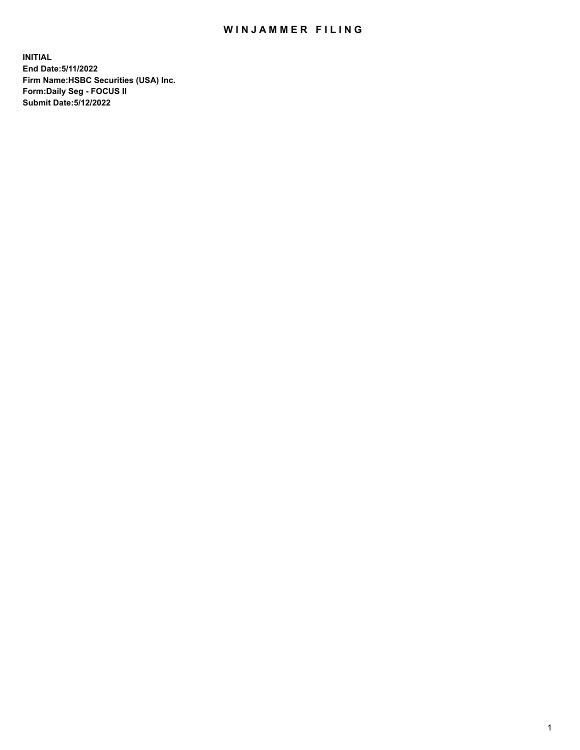# WINJAMMER FILING

**INITIAL**
**End Date:5/11/2022**
**Firm Name:HSBC Securities (USA) Inc.**
**Form:Daily Seg - FOCUS II**
**Submit Date:5/12/2022**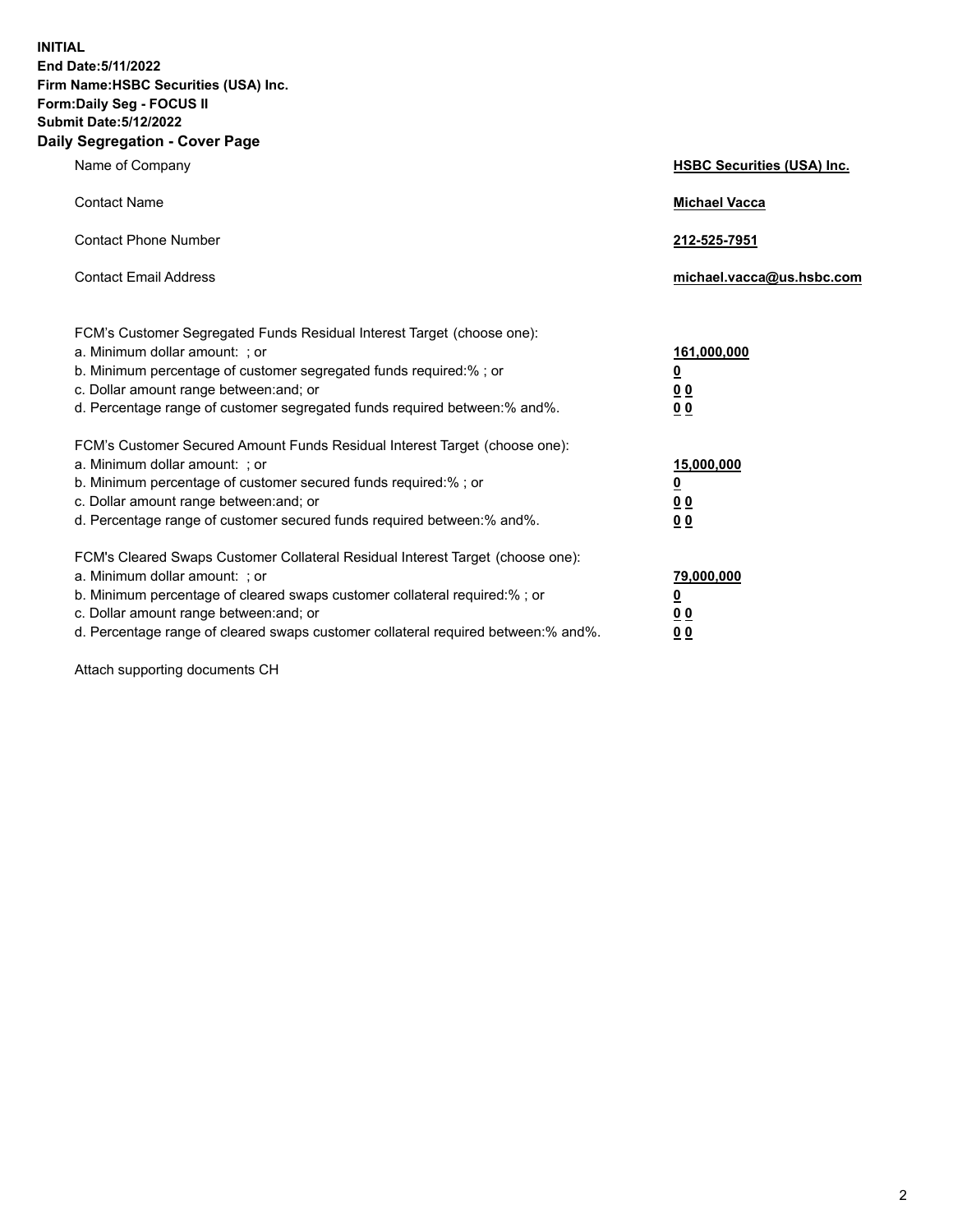**INITIAL**
**End Date:5/11/2022**
**Firm Name:HSBC Securities (USA) Inc.**
**Form:Daily Seg - FOCUS II**
**Submit Date:5/12/2022**

## Daily Segregation - Cover Page

| | |
|---|---|
| Name of Company | **HSBC Securities (USA) Inc.** |
| Contact Name | **Michael Vacca** |
| Contact Phone Number | **212-525-7951** |
| Contact Email Address | **michael.vacca@us.hsbc.com** |

FCM's Customer Segregated Funds Residual Interest Target (choose one):

| | |
|---|---|
| a. Minimum dollar amount: ; or | **161,000,000** |
| b. Minimum percentage of customer segregated funds required:% ; or | **0** |
| c. Dollar amount range between:and; or | **0 0** |
| d. Percentage range of customer segregated funds required between:% and%. | **0 0** |

FCM's Customer Secured Amount Funds Residual Interest Target (choose one):

| | |
|---|---|
| a. Minimum dollar amount: ; or | **15,000,000** |
| b. Minimum percentage of customer secured funds required:% ; or | **0** |
| c. Dollar amount range between:and; or | **0 0** |
| d. Percentage range of customer secured funds required between:% and%. | **0 0** |

FCM's Cleared Swaps Customer Collateral Residual Interest Target (choose one):

| | |
|---|---|
| a. Minimum dollar amount: ; or | **79,000,000** |
| b. Minimum percentage of cleared swaps customer collateral required:% ; or | **0** |
| c. Dollar amount range between:and; or | **0 0** |
| d. Percentage range of cleared swaps customer collateral required between:% and%. | **0 0** |

Attach supporting documents CH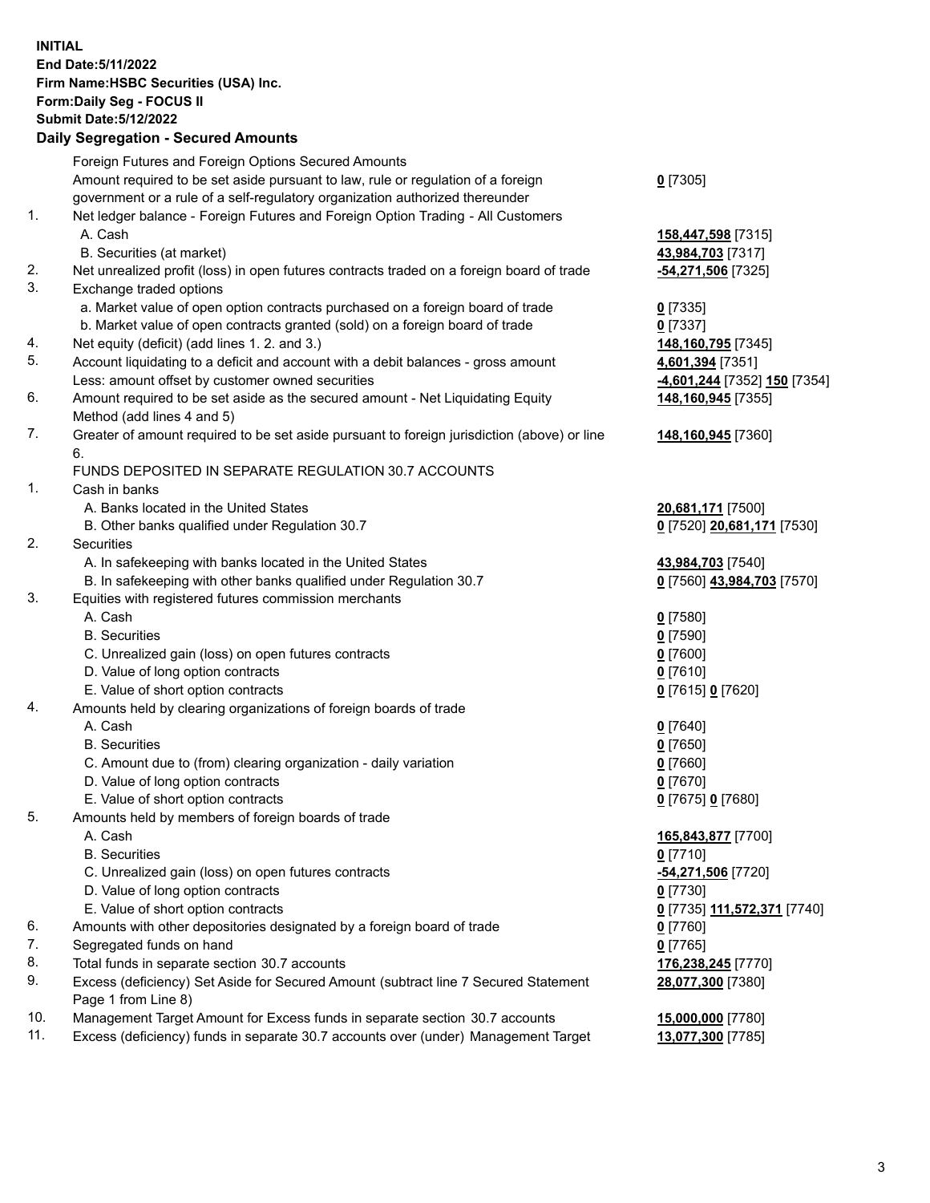**INITIAL**
**End Date:5/11/2022**
**Firm Name:HSBC Securities (USA) Inc.**
**Form:Daily Seg - FOCUS II**
**Submit Date:5/12/2022**

## Daily Segregation - Secured Amounts

| | | |
|---|---|---|
| | Foreign Futures and Foreign Options Secured Amounts | |
| | Amount required to be set aside pursuant to law, rule or regulation of a foreign government or a rule of a self-regulatory organization authorized thereunder | **0** [7305] |
| 1. | Net ledger balance - Foreign Futures and Foreign Option Trading - All Customers | |
| | A. Cash | **158,447,598** [7315] |
| | B. Securities (at market) | **43,984,703** [7317] |
| 2. | Net unrealized profit (loss) in open futures contracts traded on a foreign board of trade | **-54,271,506** [7325] |
| 3. | Exchange traded options | |
| | a. Market value of open option contracts purchased on a foreign board of trade | **0** [7335] |
| | b. Market value of open contracts granted (sold) on a foreign board of trade | **0** [7337] |
| 4. | Net equity (deficit) (add lines 1. 2. and 3.) | **148,160,795** [7345] |
| 5. | Account liquidating to a deficit and account with a debit balances - gross amount | **4,601,394** [7351] |
| | Less: amount offset by customer owned securities | **-4,601,244** [7352] **150** [7354] |
| 6. | Amount required to be set aside as the secured amount - Net Liquidating Equity Method (add lines 4 and 5) | **148,160,945** [7355] |
| 7. | Greater of amount required to be set aside pursuant to foreign jurisdiction (above) or line 6. | **148,160,945** [7360] |
| | FUNDS DEPOSITED IN SEPARATE REGULATION 30.7 ACCOUNTS | |
| 1. | Cash in banks | |
| | A. Banks located in the United States | **20,681,171** [7500] |
| | B. Other banks qualified under Regulation 30.7 | **0** [7520] **20,681,171** [7530] |
| 2. | Securities | |
| | A. In safekeeping with banks located in the United States | **43,984,703** [7540] |
| | B. In safekeeping with other banks qualified under Regulation 30.7 | **0** [7560] **43,984,703** [7570] |
| 3. | Equities with registered futures commission merchants | |
| | A. Cash | **0** [7580] |
| | B. Securities | **0** [7590] |
| | C. Unrealized gain (loss) on open futures contracts | **0** [7600] |
| | D. Value of long option contracts | **0** [7610] |
| | E. Value of short option contracts | **0** [7615] **0** [7620] |
| 4. | Amounts held by clearing organizations of foreign boards of trade | |
| | A. Cash | **0** [7640] |
| | B. Securities | **0** [7650] |
| | C. Amount due to (from) clearing organization - daily variation | **0** [7660] |
| | D. Value of long option contracts | **0** [7670] |
| | E. Value of short option contracts | **0** [7675] **0** [7680] |
| 5. | Amounts held by members of foreign boards of trade | |
| | A. Cash | **165,843,877** [7700] |
| | B. Securities | **0** [7710] |
| | C. Unrealized gain (loss) on open futures contracts | **-54,271,506** [7720] |
| | D. Value of long option contracts | **0** [7730] |
| | E. Value of short option contracts | **0** [7735] **111,572,371** [7740] |
| 6. | Amounts with other depositories designated by a foreign board of trade | **0** [7760] |
| 7. | Segregated funds on hand | **0** [7765] |
| 8. | Total funds in separate section 30.7 accounts | **176,238,245** [7770] |
| 9. | Excess (deficiency) Set Aside for Secured Amount (subtract line 7 Secured Statement Page 1 from Line 8) | **28,077,300** [7380] |
| 10. | Management Target Amount for Excess funds in separate section 30.7 accounts | **15,000,000** [7780] |
| 11. | Excess (deficiency) funds in separate 30.7 accounts over (under) Management Target | **13,077,300** [7785] |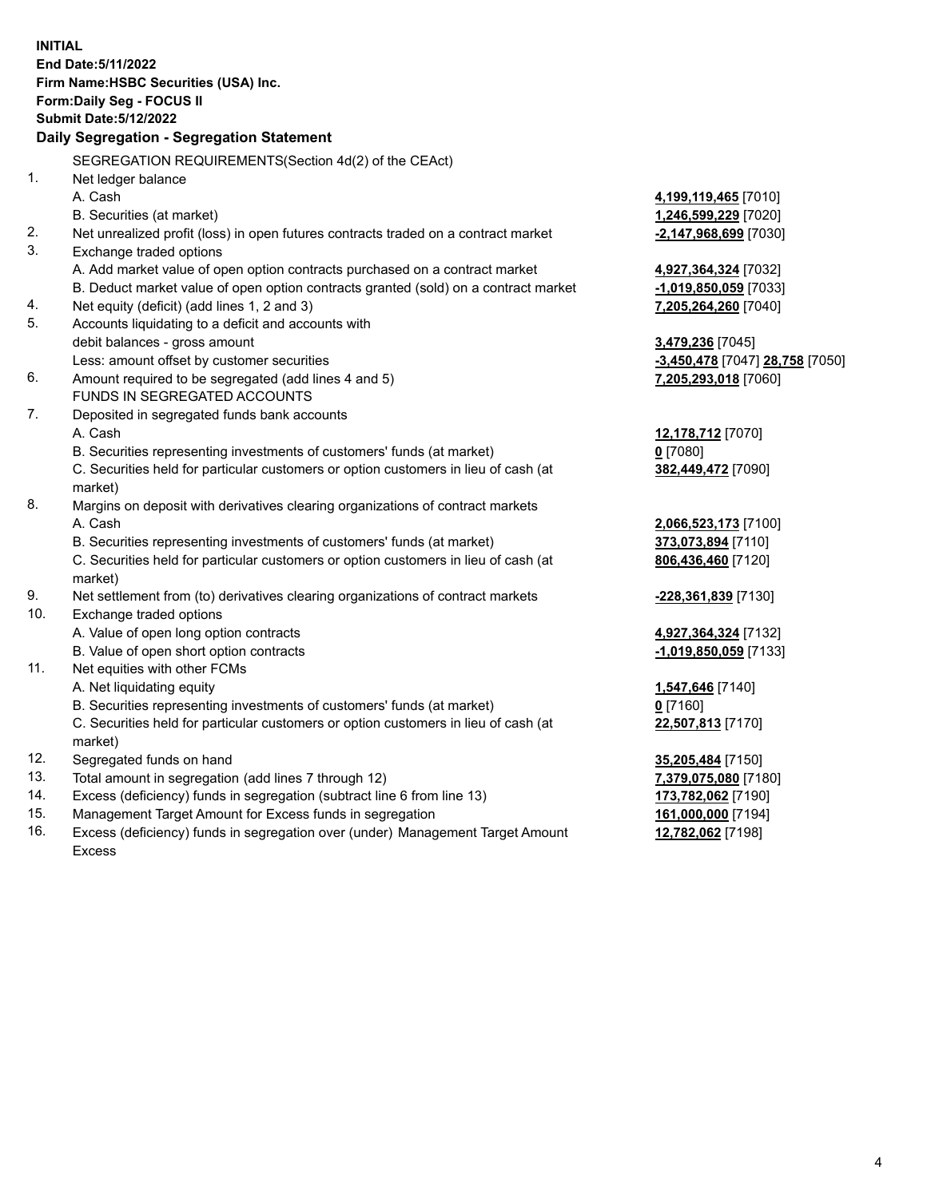**INITIAL**
**End Date:5/11/2022**
**Firm Name:HSBC Securities (USA) Inc.**
**Form:Daily Seg - FOCUS II**
**Submit Date:5/12/2022**

## Daily Segregation - Segregation Statement

| | | |
|---|---|---|
| | SEGREGATION REQUIREMENTS(Section 4d(2) of the CEAct) | |
| 1. | Net ledger balance | |
| | A. Cash | **4,199,119,465** [7010] |
| | B. Securities (at market) | **1,246,599,229** [7020] |
| 2. | Net unrealized profit (loss) in open futures contracts traded on a contract market | **-2,147,968,699** [7030] |
| 3. | Exchange traded options | |
| | A. Add market value of open option contracts purchased on a contract market | **4,927,364,324** [7032] |
| | B. Deduct market value of open option contracts granted (sold) on a contract market | **-1,019,850,059** [7033] |
| 4. | Net equity (deficit) (add lines 1, 2 and 3) | **7,205,264,260** [7040] |
| 5. | Accounts liquidating to a deficit and accounts with debit balances - gross amount | **3,479,236** [7045] |
| | Less: amount offset by customer securities | **-3,450,478** [7047] **28,758** [7050] |
| 6. | Amount required to be segregated (add lines 4 and 5) | **7,205,293,018** [7060] |
| | FUNDS IN SEGREGATED ACCOUNTS | |
| 7. | Deposited in segregated funds bank accounts | |
| | A. Cash | **12,178,712** [7070] |
| | B. Securities representing investments of customers' funds (at market) | **0** [7080] |
| | C. Securities held for particular customers or option customers in lieu of cash (at market) | **382,449,472** [7090] |
| 8. | Margins on deposit with derivatives clearing organizations of contract markets | |
| | A. Cash | **2,066,523,173** [7100] |
| | B. Securities representing investments of customers' funds (at market) | **373,073,894** [7110] |
| | C. Securities held for particular customers or option customers in lieu of cash (at market) | **806,436,460** [7120] |
| 9. | Net settlement from (to) derivatives clearing organizations of contract markets | **-228,361,839** [7130] |
| 10. | Exchange traded options | |
| | A. Value of open long option contracts | **4,927,364,324** [7132] |
| | B. Value of open short option contracts | **-1,019,850,059** [7133] |
| 11. | Net equities with other FCMs | |
| | A. Net liquidating equity | **1,547,646** [7140] |
| | B. Securities representing investments of customers' funds (at market) | **0** [7160] |
| | C. Securities held for particular customers or option customers in lieu of cash (at market) | **22,507,813** [7170] |
| 12. | Segregated funds on hand | **35,205,484** [7150] |
| 13. | Total amount in segregation (add lines 7 through 12) | **7,379,075,080** [7180] |
| 14. | Excess (deficiency) funds in segregation (subtract line 6 from line 13) | **173,782,062** [7190] |
| 15. | Management Target Amount for Excess funds in segregation | **161,000,000** [7194] |
| 16. | Excess (deficiency) funds in segregation over (under) Management Target Amount Excess | **12,782,062** [7198] |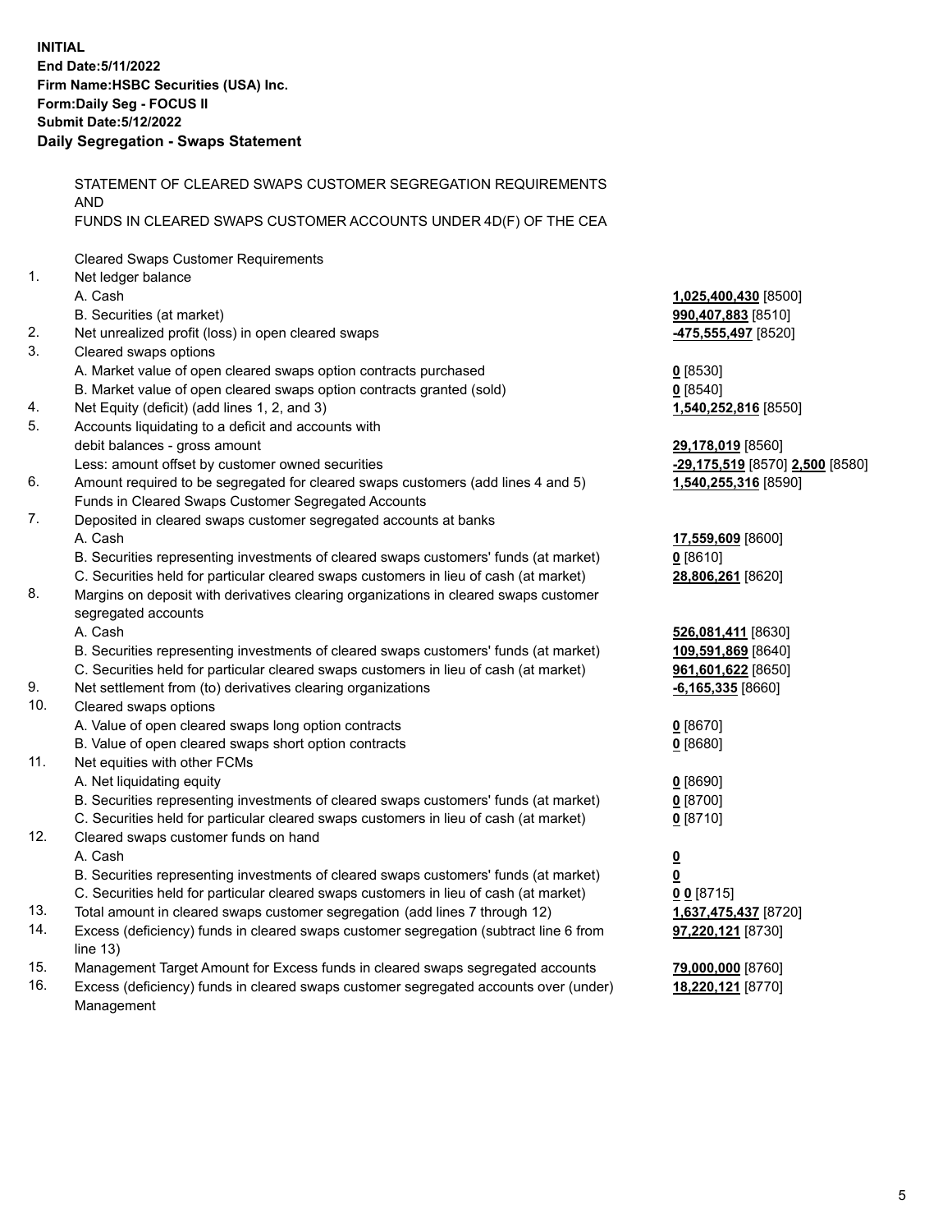**INITIAL**
**End Date:5/11/2022**
**Firm Name:HSBC Securities (USA) Inc.**
**Form:Daily Seg - FOCUS II**
**Submit Date:5/12/2022**
**Daily Segregation - Swaps Statement**

STATEMENT OF CLEARED SWAPS CUSTOMER SEGREGATION REQUIREMENTS AND FUNDS IN CLEARED SWAPS CUSTOMER ACCOUNTS UNDER 4D(F) OF THE CEA

| | | |
|---|---|---|
| | Cleared Swaps Customer Requirements | |
| 1. | Net ledger balance | |
| | A. Cash | **1,025,400,430** [8500] |
| | B. Securities (at market) | **990,407,883** [8510] |
| 2. | Net unrealized profit (loss) in open cleared swaps | **-475,555,497** [8520] |
| 3. | Cleared swaps options | |
| | A. Market value of open cleared swaps option contracts purchased | **0** [8530] |
| | B. Market value of open cleared swaps option contracts granted (sold) | **0** [8540] |
| 4. | Net Equity (deficit) (add lines 1, 2, and 3) | **1,540,252,816** [8550] |
| 5. | Accounts liquidating to a deficit and accounts with debit balances - gross amount | **29,178,019** [8560] |
| | Less: amount offset by customer owned securities | **-29,175,519** [8570] **2,500** [8580] |
| 6. | Amount required to be segregated for cleared swaps customers (add lines 4 and 5) | **1,540,255,316** [8590] |
| | Funds in Cleared Swaps Customer Segregated Accounts | |
| 7. | Deposited in cleared swaps customer segregated accounts at banks | |
| | A. Cash | **17,559,609** [8600] |
| | B. Securities representing investments of cleared swaps customers' funds (at market) | **0** [8610] |
| | C. Securities held for particular cleared swaps customers in lieu of cash (at market) | **28,806,261** [8620] |
| 8. | Margins on deposit with derivatives clearing organizations in cleared swaps customer segregated accounts | |
| | A. Cash | **526,081,411** [8630] |
| | B. Securities representing investments of cleared swaps customers' funds (at market) | **109,591,869** [8640] |
| | C. Securities held for particular cleared swaps customers in lieu of cash (at market) | **961,601,622** [8650] |
| 9. | Net settlement from (to) derivatives clearing organizations | **-6,165,335** [8660] |
| 10. | Cleared swaps options | |
| | A. Value of open cleared swaps long option contracts | **0** [8670] |
| | B. Value of open cleared swaps short option contracts | **0** [8680] |
| 11. | Net equities with other FCMs | |
| | A. Net liquidating equity | **0** [8690] |
| | B. Securities representing investments of cleared swaps customers' funds (at market) | **0** [8700] |
| | C. Securities held for particular cleared swaps customers in lieu of cash (at market) | **0** [8710] |
| 12. | Cleared swaps customer funds on hand | |
| | A. Cash | **0** |
| | B. Securities representing investments of cleared swaps customers' funds (at market) | **0** |
| | C. Securities held for particular cleared swaps customers in lieu of cash (at market) | **0** **0** [8715] |
| 13. | Total amount in cleared swaps customer segregation (add lines 7 through 12) | **1,637,475,437** [8720] |
| 14. | Excess (deficiency) funds in cleared swaps customer segregation (subtract line 6 from line 13) | **97,220,121** [8730] |
| 15. | Management Target Amount for Excess funds in cleared swaps segregated accounts | **79,000,000** [8760] |
| 16. | Excess (deficiency) funds in cleared swaps customer segregated accounts over (under) Management | **18,220,121** [8770] |